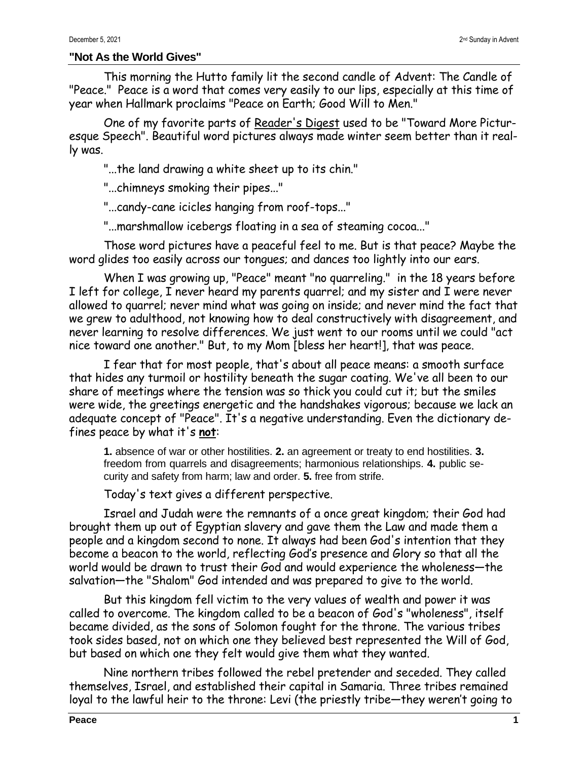## "Not As the World Gives"

This morning the Hutto family lit the second candle of Advent: The Candle of "Peace." Peace is a word that comes very easily to our lips, especially at this time of year when Hallmark proclaims "Peace on Earth; Good Will to Men."

One of my favorite parts of Reader's Digest used to be "Toward More Picturesque Speech". Beautiful word pictures always made winter seem better than it really was.

"...the land drawing a white sheet up to its chin."

"...chimneys smoking their pipes..."

"...candy-cane icicles hanging from roof-tops..."

"...marshmallow icebergs floating in a sea of steaming cocoa..."

Those word pictures have a peaceful feel to me. But is that peace? Maybe the word glides too easily across our tongues; and dances too lightly into our ears.

When I was growing up, "Peace" meant "no quarreling." in the 18 years before I left for college, I never heard my parents quarrel; and my sister and I were never allowed to quarrel; never mind what was going on inside; and never mind the fact that we grew to adulthood, not knowing how to deal constructively with disagreement, and never learning to resolve differences. We just went to our rooms until we could "act nice toward one another." But, to my Mom [bless her heart!], that was peace.

I fear that for most people, that's about all peace means: a smooth surface that hides any turmoil or hostility beneath the sugar coating. We've all been to our share of meetings where the tension was so thick you could cut it; but the smiles were wide, the greetings energetic and the handshakes vigorous; because we lack an adequate concept of "Peace". It's a negative understanding. Even the dictionary defines peace by what it's **not**:

> **1.** absence of war or other hostilities. **2.** an agreement or treaty to end hostilities. **3.** freedom from quarrels and disagreements; harmonious relationships. **4.** public security and safety from harm; law and order. **5.** free from strife.

Today's text gives a different perspective.

Israel and Judah were the remnants of a once great kingdom; their God had brought them up out of Egyptian slavery and gave them the Law and made them a people and a kingdom second to none. It always had been God's intention that they become a beacon to the world, reflecting God's presence and Glory so that all the world would be drawn to trust their God and would experience the wholeness—the salvation—the "Shalom" God intended and was prepared to give to the world.

But this kingdom fell victim to the very values of wealth and power it was called to overcome. The kingdom called to be a beacon of God's "wholeness", itself became divided, as the sons of Solomon fought for the throne. The various tribes took sides based, not on which one they believed best represented the Will of God, but based on which one they felt would give them what they wanted.

Nine northern tribes followed the rebel pretender and seceded. They called themselves, Israel, and established their capital in Samaria. Three tribes remained loyal to the lawful heir to the throne: Levi (the priestly tribe—they weren't going to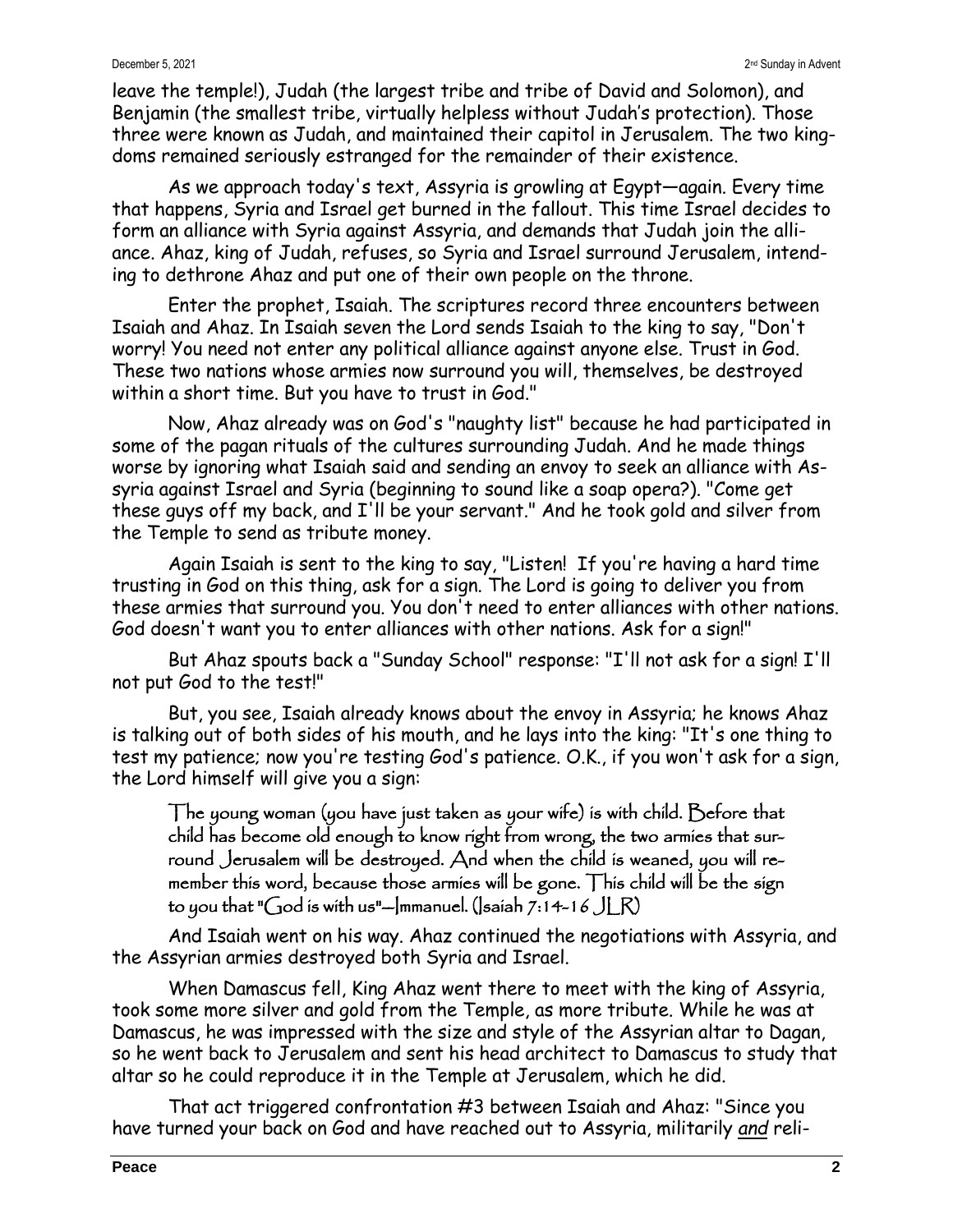leave the temple!), Judah (the largest tribe and tribe of David and Solomon), and Benjamin (the smallest tribe, virtually helpless without Judah's protection). Those three were known as Judah, and maintained their capitol in Jerusalem. The two kingdoms remained seriously estranged for the remainder of their existence.

As we approach today's text, Assyria is growling at Egypt—again. Every time that happens, Syria and Israel get burned in the fallout. This time Israel decides to form an alliance with Syria against Assyria, and demands that Judah join the alliance. Ahaz, king of Judah, refuses, so Syria and Israel surround Jerusalem, intending to dethrone Ahaz and put one of their own people on the throne.

Enter the prophet, Isaiah. The scriptures record three encounters between Isaiah and Ahaz. In Isaiah seven the Lord sends Isaiah to the king to say, "Don't worry! You need not enter any political alliance against anyone else. Trust in God. These two nations whose armies now surround you will, themselves, be destroyed within a short time. But you have to trust in God."

Now, Ahaz already was on God's "naughty list" because he had participated in some of the pagan rituals of the cultures surrounding Judah. And he made things worse by ignoring what Isaiah said and sending an envoy to seek an alliance with Assyria against Israel and Syria (beginning to sound like a soap opera?). "Come get these guys off my back, and I'll be your servant." And he took gold and silver from the Temple to send as tribute money.

Again Isaiah is sent to the king to say, "Listen! If you're having a hard time trusting in God on this thing, ask for a sign. The Lord is going to deliver you from these armies that surround you. You don't need to enter alliances with other nations. God doesn't want you to enter alliances with other nations. Ask for a sign!"

But Ahaz spouts back a "Sunday School" response: "I'll not ask for a sign! I'll not put God to the test!"

But, you see, Isaiah already knows about the envoy in Assyria; he knows Ahaz is talking out of both sides of his mouth, and he lays into the king: "It's one thing to test my patience; now you're testing God's patience. O.K., if you won't ask for a sign, the Lord himself will give you a sign:

> The young woman (you have just taken as your wife) is with child. Before that child has become old enough to know right from wrong, the two armies that surround Jerusalem will be destroyed. And when the child is weaned, you will remember this word, because those armies will be gone. This child will be the sign to you that "God is with us"—Immanuel. (Isaiah 7:14-16 JLR)

And Isaiah went on his way. Ahaz continued the negotiations with Assyria, and the Assyrian armies destroyed both Syria and Israel.

When Damascus fell, King Ahaz went there to meet with the king of Assyria, took some more silver and gold from the Temple, as more tribute. While he was at Damascus, he was impressed with the size and style of the Assyrian altar to Dagan, so he went back to Jerusalem and sent his head architect to Damascus to study that altar so he could reproduce it in the Temple at Jerusalem, which he did.

That act triggered confrontation #3 between Isaiah and Ahaz: "Since you have turned your back on God and have reached out to Assyria, militarily *and* reli-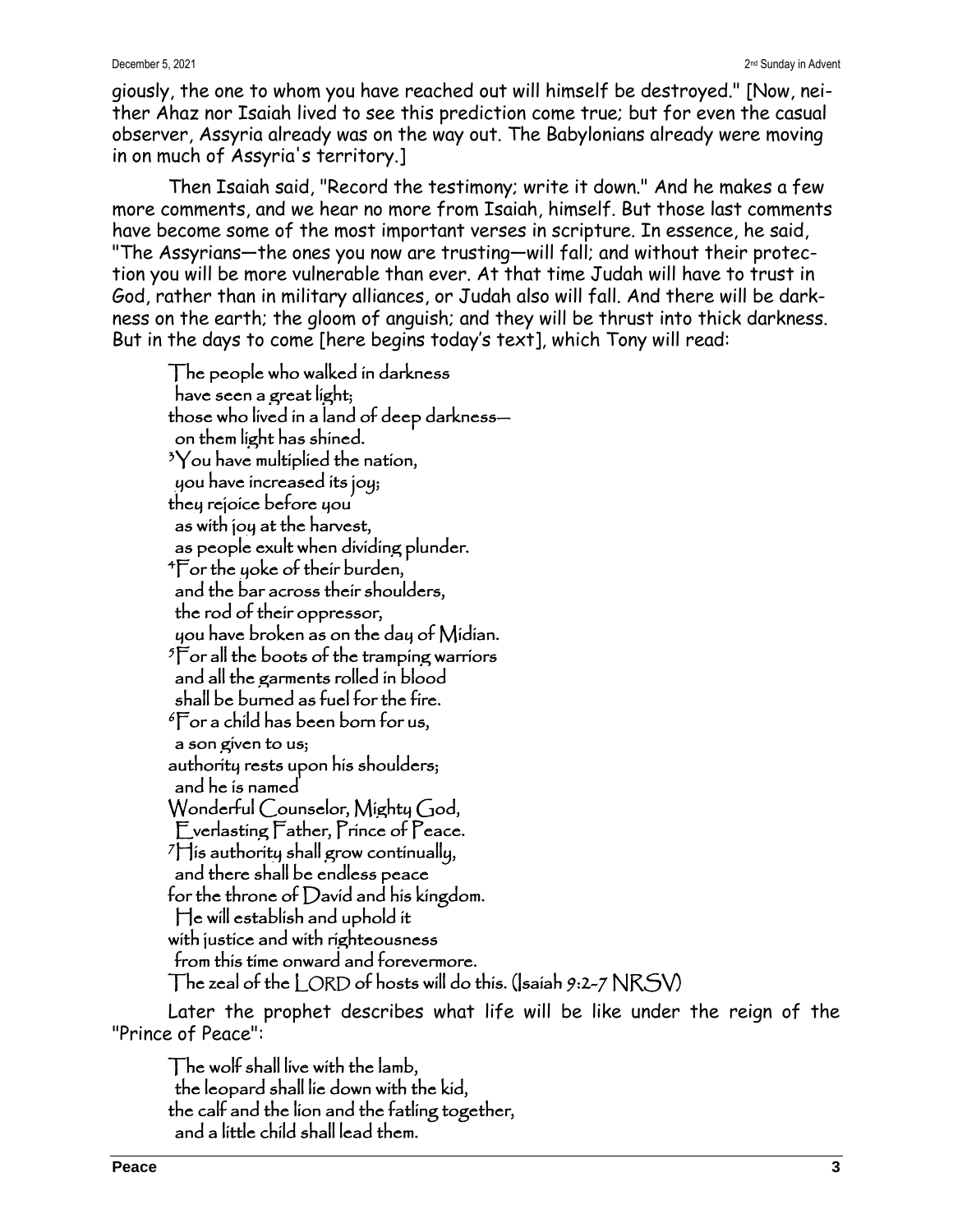giously, the one to whom you have reached out will himself be destroyed." [Now, neither Ahaz nor Isaiah lived to see this prediction come true; but for even the casual observer, Assyria already was on the way out. The Babylonians already were moving in on much of Assyria's territory.]

Then Isaiah said, "Record the testimony; write it down." And he makes a few more comments, and we hear no more from Isaiah, himself. But those last comments have become some of the most important verses in scripture. In essence, he said, "The Assyrians—the ones you now are trusting—will fall; and without their protection you will be more vulnerable than ever. At that time Judah will have to trust in God, rather than in military alliances, or Judah also will fall. And there will be darkness on the earth; the gloom of anguish; and they will be thrust into thick darkness. But in the days to come [here begins today's text], which Tony will read:

> The people who walked in darkness
>   have seen a great light;
> those who lived in a land of deep darkness—
>   on them light has shined.
> [3]You have multiplied the nation,
>   you have increased its joy;
> they rejoice before you
>   as with joy at the harvest,
>   as people exult when dividing plunder.
> [4]For the yoke of their burden,
>   and the bar across their shoulders,
>   the rod of their oppressor,
>   you have broken as on the day of Midian.
> [5]For all the boots of the tramping warriors
>   and all the garments rolled in blood
>   shall be burned as fuel for the fire.
> [6]For a child has been born for us,
>   a son given to us;
> authority rests upon his shoulders;
>   and he is named
> Wonderful Counselor, Mighty God,
>   Everlasting Father, Prince of Peace.
> [7]His authority shall grow continually,
>   and there shall be endless peace
> for the throne of David and his kingdom.
>   He will establish and uphold it
> with justice and with righteousness
>   from this time onward and forevermore.
> The zeal of the LORD of hosts will do this. (Isaiah 9:2-7 NRSV)

Later the prophet describes what life will be like under the reign of the "Prince of Peace":

> The wolf shall live with the lamb,
>   the leopard shall lie down with the kid,
> the calf and the lion and the fatling together,
>   and a little child shall lead them.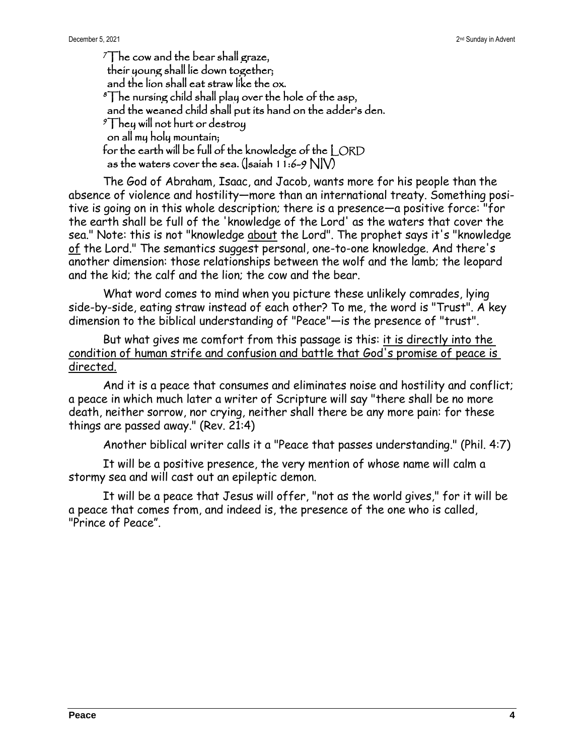[7] The cow and the bear shall graze,
their young shall lie down together;
and the lion shall eat straw like the ox.
[8] The nursing child shall play over the hole of the asp,
and the weaned child shall put its hand on the adder's den.
[9] They will not hurt or destroy
on all my holy mountain;
for the earth will be full of the knowledge of the LORD
as the waters cover the sea. (Isaiah 11:6-9 NIV)

The God of Abraham, Isaac, and Jacob, wants more for his people than the absence of violence and hostility—more than an international treaty. Something positive is going on in this whole description; there is a presence—a positive force: "for the earth shall be full of the 'knowledge of the Lord' as the waters that cover the sea." Note: this is not "knowledge <u>about</u> the Lord". The prophet says it's "knowledge <u>of</u> the Lord." The semantics suggest personal, one-to-one knowledge. And there's another dimension: those relationships between the wolf and the lamb; the leopard and the kid; the calf and the lion; the cow and the bear.

What word comes to mind when you picture these unlikely comrades, lying side-by-side, eating straw instead of each other? To me, the word is "Trust". A key dimension to the biblical understanding of "Peace"—is the presence of "trust".

But what gives me comfort from this passage is this: <u>it is directly into the condition of human strife and confusion and battle that God's promise of peace is directed.</u>

And it is a peace that consumes and eliminates noise and hostility and conflict; a peace in which much later a writer of Scripture will say "there shall be no more death, neither sorrow, nor crying, neither shall there be any more pain: for these things are passed away." (Rev. 21:4)

Another biblical writer calls it a "Peace that passes understanding." (Phil. 4:7)

It will be a positive presence, the very mention of whose name will calm a stormy sea and will cast out an epileptic demon.

It will be a peace that Jesus will offer, "not as the world gives," for it will be a peace that comes from, and indeed is, the presence of the one who is called, "Prince of Peace".